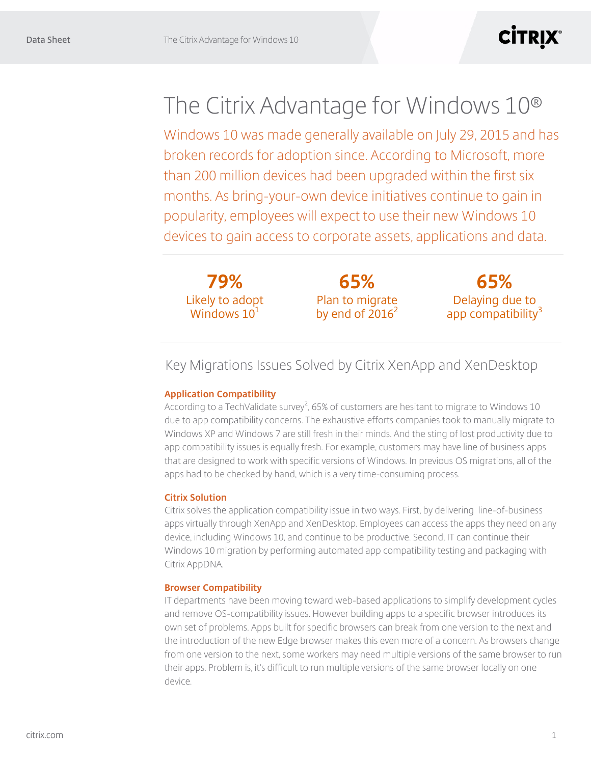# The Citrix Advantage for Windows 10®

Windows 10 was made generally available on July 29, 2015 and has broken records for adoption since. According to Microsoft, more than 200 million devices had been upgraded within the first six months. As bring-your-own device initiatives continue to gain in popularity, employees will expect to use their new Windows 10 devices to gain access to corporate assets, applications and data.

| 79% | 65% | 65% |
| --- | --- | --- |
| Likely to adopt Windows 10[1] | Plan to migrate by end of 2016[2] | Delaying due to app compatibility[3] |

## Key Migrations Issues Solved by Citrix XenApp and XenDesktop

### Application Compatibility

According to a TechValidate survey[2], 65% of customers are hesitant to migrate to Windows 10 due to app compatibility concerns. The exhaustive efforts companies took to manually migrate to Windows XP and Windows 7 are still fresh in their minds. And the sting of lost productivity due to app compatibility issues is equally fresh. For example, customers may have line of business apps that are designed to work with specific versions of Windows. In previous OS migrations, all of the apps had to be checked by hand, which is a very time-consuming process.

### Citrix Solution

Citrix solves the application compatibility issue in two ways. First, by delivering line-of-business apps virtually through XenApp and XenDesktop. Employees can access the apps they need on any device, including Windows 10, and continue to be productive. Second, IT can continue their Windows 10 migration by performing automated app compatibility testing and packaging with Citrix AppDNA.

### Browser Compatibility

IT departments have been moving toward web-based applications to simplify development cycles and remove OS-compatibility issues. However building apps to a specific browser introduces its own set of problems. Apps built for specific browsers can break from one version to the next and the introduction of the new Edge browser makes this even more of a concern. As browsers change from one version to the next, some workers may need multiple versions of the same browser to run their apps. Problem is, it's difficult to run multiple versions of the same browser locally on one device.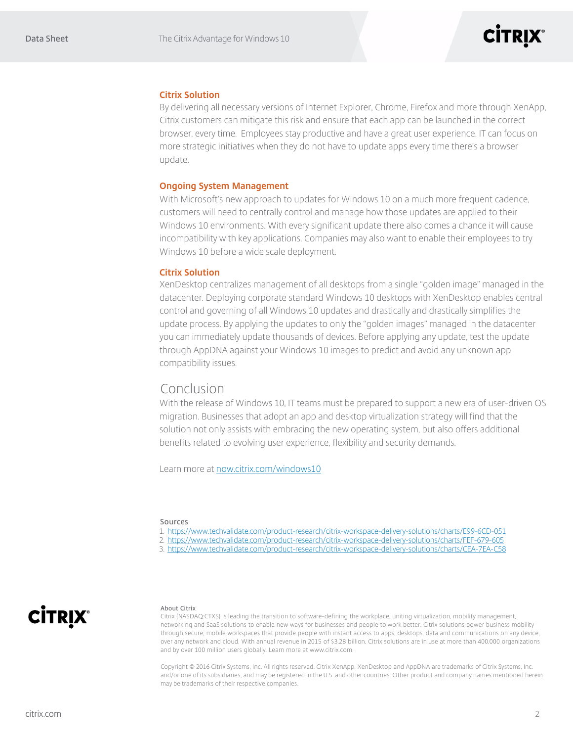### Citrix Solution

By delivering all necessary versions of Internet Explorer, Chrome, Firefox and more through XenApp, Citrix customers can mitigate this risk and ensure that each app can be launched in the correct browser, every time. Employees stay productive and have a great user experience. IT can focus on more strategic initiatives when they do not have to update apps every time there's a browser update.

### Ongoing System Management

With Microsoft's new approach to updates for Windows 10 on a much more frequent cadence, customers will need to centrally control and manage how those updates are applied to their Windows 10 environments. With every significant update there also comes a chance it will cause incompatibility with key applications. Companies may also want to enable their employees to try Windows 10 before a wide scale deployment.

### Citrix Solution

XenDesktop centralizes management of all desktops from a single "golden image" managed in the datacenter. Deploying corporate standard Windows 10 desktops with XenDesktop enables central control and governing of all Windows 10 updates and drastically and drastically simplifies the update process. By applying the updates to only the "golden images" managed in the datacenter you can immediately update thousands of devices. Before applying any update, test the update through AppDNA against your Windows 10 images to predict and avoid any unknown app compatibility issues.

## Conclusion

With the release of Windows 10, IT teams must be prepared to support a new era of user-driven OS migration. Businesses that adopt an app and desktop virtualization strategy will find that the solution not only assists with embracing the new operating system, but also offers additional benefits related to evolving user experience, flexibility and security demands.

Learn more at [now.citrix.com/windows10](now.citrix.com/windows10)

Sources

1. https://www.techvalidate.com/product-research/citrix-workspace-delivery-solutions/charts/E99-6CD-051
2. https://www.techvalidate.com/product-research/citrix-workspace-delivery-solutions/charts/FEF-679-605
3. https://www.techvalidate.com/product-research/citrix-workspace-delivery-solutions/charts/CEA-7EA-C58

**About Citrix**

Citrix (NASDAQ:CTXS) is leading the transition to software-defining the workplace, uniting virtualization, mobility management, networking and SaaS solutions to enable new ways for businesses and people to work better. Citrix solutions power business mobility through secure, mobile workspaces that provide people with instant access to apps, desktops, data and communications on any device, over any network and cloud. With annual revenue in 2015 of $3.28 billion, Citrix solutions are in use at more than 400,000 organizations and by over 100 million users globally. Learn more at www.citrix.com.

Copyright © 2016 Citrix Systems, Inc. All rights reserved. Citrix XenApp, XenDesktop and AppDNA are trademarks of Citrix Systems, Inc. and/or one of its subsidiaries, and may be registered in the U.S. and other countries. Other product and company names mentioned herein may be trademarks of their respective companies.